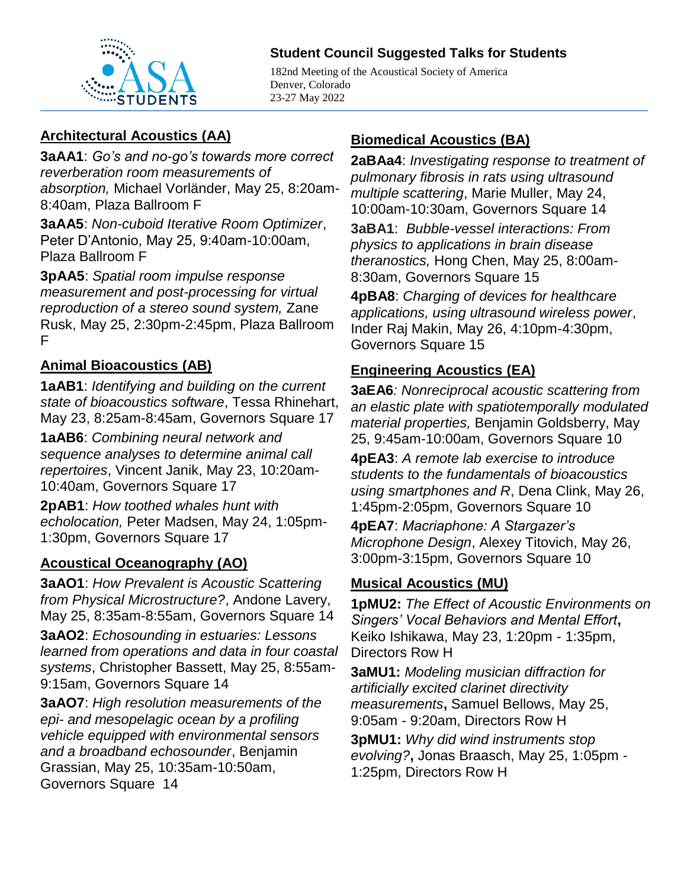## Student Council Suggested Talks for Students

182nd Meeting of the Acoustical Society of America
Denver, Colorado
23-27 May 2022

### Architectural Acoustics (AA)

**3aAA1**: *Go's and no-go's towards more correct reverberation room measurements of absorption,* Michael Vorländer, May 25, 8:20am-8:40am, Plaza Ballroom F

**3aAA5**: *Non-cuboid Iterative Room Optimizer*, Peter D'Antonio, May 25, 9:40am-10:00am, Plaza Ballroom F

**3pAA5**: *Spatial room impulse response measurement and post-processing for virtual reproduction of a stereo sound system,* Zane Rusk, May 25, 2:30pm-2:45pm, Plaza Ballroom F

### Animal Bioacoustics (AB)

**1aAB1**: *Identifying and building on the current state of bioacoustics software*, Tessa Rhinehart, May 23, 8:25am-8:45am, Governors Square 17

**1aAB6**: *Combining neural network and sequence analyses to determine animal call repertoires*, Vincent Janik, May 23, 10:20am-10:40am, Governors Square 17

**2pAB1**: *How toothed whales hunt with echolocation,* Peter Madsen, May 24, 1:05pm-1:30pm, Governors Square 17

### Acoustical Oceanography (AO)

**3aAO1**: *How Prevalent is Acoustic Scattering from Physical Microstructure?*, Andone Lavery, May 25, 8:35am-8:55am, Governors Square 14

**3aAO2**: *Echosounding in estuaries: Lessons learned from operations and data in four coastal systems*, Christopher Bassett, May 25, 8:55am-9:15am, Governors Square 14

**3aAO7**: *High resolution measurements of the epi- and mesopelagic ocean by a profiling vehicle equipped with environmental sensors and a broadband echosounder*, Benjamin Grassian, May 25, 10:35am-10:50am, Governors Square 14

### Biomedical Acoustics (BA)

**2aBAa4**: *Investigating response to treatment of pulmonary fibrosis in rats using ultrasound multiple scattering*, Marie Muller, May 24, 10:00am-10:30am, Governors Square 14

**3aBA1**: *Bubble-vessel interactions: From physics to applications in brain disease theranostics,* Hong Chen, May 25, 8:00am-8:30am, Governors Square 15

**4pBA8**: *Charging of devices for healthcare applications, using ultrasound wireless power*, Inder Raj Makin, May 26, 4:10pm-4:30pm, Governors Square 15

### Engineering Acoustics (EA)

**3aEA6***: Nonreciprocal acoustic scattering from an elastic plate with spatiotemporally modulated material properties,* Benjamin Goldsberry, May 25, 9:45am-10:00am, Governors Square 10

**4pEA3**: *A remote lab exercise to introduce students to the fundamentals of bioacoustics using smartphones and R*, Dena Clink, May 26, 1:45pm-2:05pm, Governors Square 10

**4pEA7**: *Macriaphone: A Stargazer's Microphone Design*, Alexey Titovich, May 26, 3:00pm-3:15pm, Governors Square 10

### Musical Acoustics (MU)

**1pMU2:** *The Effect of Acoustic Environments on Singers' Vocal Behaviors and Mental Effort***,** Keiko Ishikawa, May 23, 1:20pm - 1:35pm, Directors Row H

**3aMU1:** *Modeling musician diffraction for artificially excited clarinet directivity measurements***,** Samuel Bellows, May 25, 9:05am - 9:20am, Directors Row H

**3pMU1:** *Why did wind instruments stop evolving?***,** Jonas Braasch, May 25, 1:05pm - 1:25pm, Directors Row H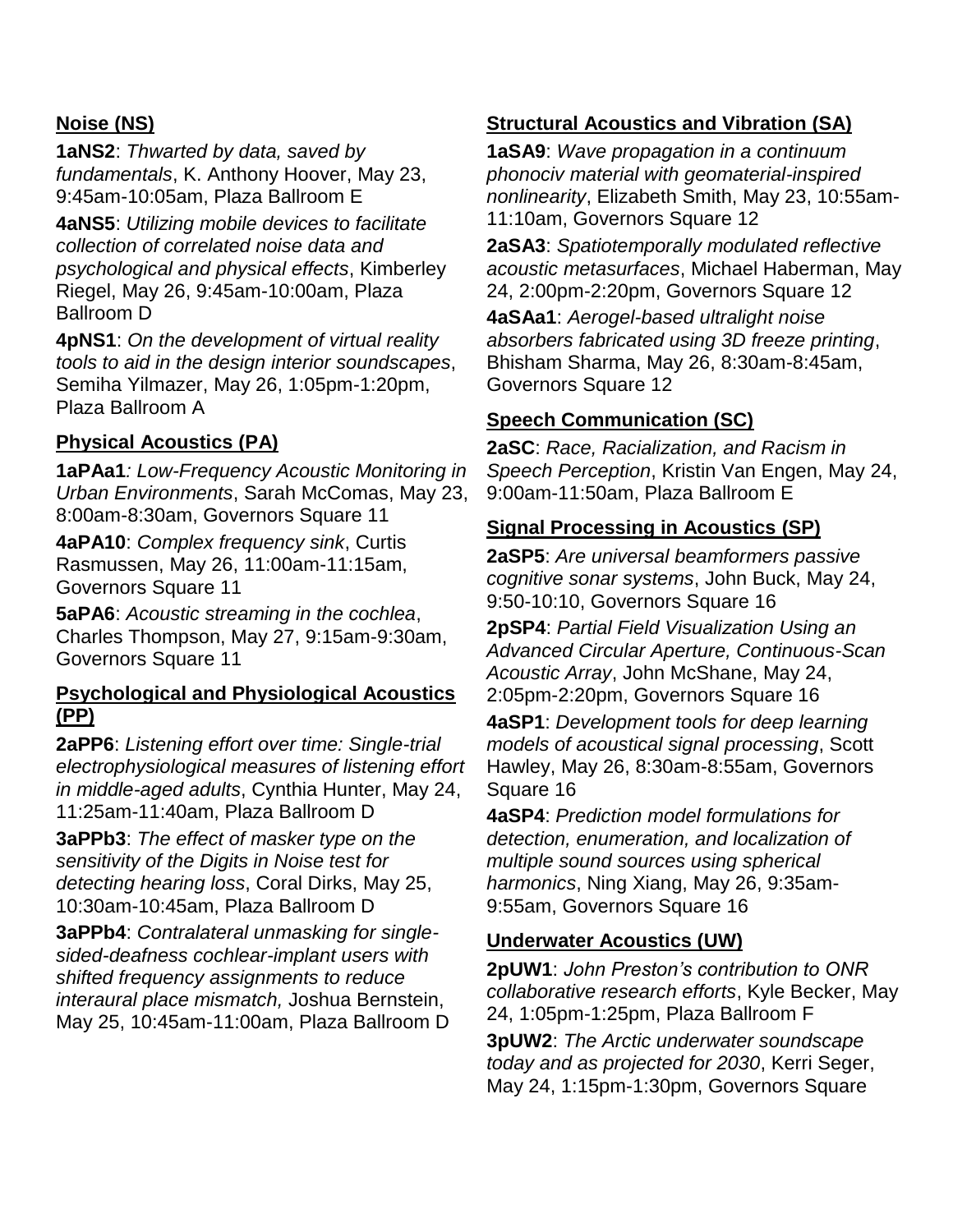**Noise (NS)**

**1aNS2**: *Thwarted by data, saved by fundamentals*, K. Anthony Hoover, May 23, 9:45am-10:05am, Plaza Ballroom E

**4aNS5**: *Utilizing mobile devices to facilitate collection of correlated noise data and psychological and physical effects*, Kimberley Riegel, May 26, 9:45am-10:00am, Plaza Ballroom D

**4pNS1**: *On the development of virtual reality tools to aid in the design interior soundscapes*, Semiha Yilmazer, May 26, 1:05pm-1:20pm, Plaza Ballroom A

**Physical Acoustics (PA)**

**1aPAa1***: Low-Frequency Acoustic Monitoring in Urban Environments*, Sarah McComas, May 23, 8:00am-8:30am, Governors Square 11

**4aPA10**: *Complex frequency sink*, Curtis Rasmussen, May 26, 11:00am-11:15am, Governors Square 11

**5aPA6**: *Acoustic streaming in the cochlea*, Charles Thompson, May 27, 9:15am-9:30am, Governors Square 11

**Psychological and Physiological Acoustics (PP)**

**2aPP6**: *Listening effort over time: Single-trial electrophysiological measures of listening effort in middle-aged adults*, Cynthia Hunter, May 24, 11:25am-11:40am, Plaza Ballroom D

**3aPPb3**: *The effect of masker type on the sensitivity of the Digits in Noise test for detecting hearing loss*, Coral Dirks, May 25, 10:30am-10:45am, Plaza Ballroom D

**3aPPb4**: *Contralateral unmasking for single-sided-deafness cochlear-implant users with shifted frequency assignments to reduce interaural place mismatch,* Joshua Bernstein, May 25, 10:45am-11:00am, Plaza Ballroom D

**Structural Acoustics and Vibration (SA)**

**1aSA9**: *Wave propagation in a continuum phonociv material with geomaterial-inspired nonlinearity*, Elizabeth Smith, May 23, 10:55am-11:10am, Governors Square 12

**2aSA3**: *Spatiotemporally modulated reflective acoustic metasurfaces*, Michael Haberman, May 24, 2:00pm-2:20pm, Governors Square 12

**4aSAa1**: *Aerogel-based ultralight noise absorbers fabricated using 3D freeze printing*, Bhisham Sharma, May 26, 8:30am-8:45am, Governors Square 12

**Speech Communication (SC)**

**2aSC**: *Race, Racialization, and Racism in Speech Perception*, Kristin Van Engen, May 24, 9:00am-11:50am, Plaza Ballroom E

**Signal Processing in Acoustics (SP)**

**2aSP5**: *Are universal beamformers passive cognitive sonar systems*, John Buck, May 24, 9:50-10:10, Governors Square 16

**2pSP4**: *Partial Field Visualization Using an Advanced Circular Aperture, Continuous-Scan Acoustic Array*, John McShane, May 24, 2:05pm-2:20pm, Governors Square 16

**4aSP1**: *Development tools for deep learning models of acoustical signal processing*, Scott Hawley, May 26, 8:30am-8:55am, Governors Square 16

**4aSP4**: *Prediction model formulations for detection, enumeration, and localization of multiple sound sources using spherical harmonics*, Ning Xiang, May 26, 9:35am-9:55am, Governors Square 16

**Underwater Acoustics (UW)**

**2pUW1**: *John Preston's contribution to ONR collaborative research efforts*, Kyle Becker, May 24, 1:05pm-1:25pm, Plaza Ballroom F

**3pUW2**: *The Arctic underwater soundscape today and as projected for 2030*, Kerri Seger, May 24, 1:15pm-1:30pm, Governors Square